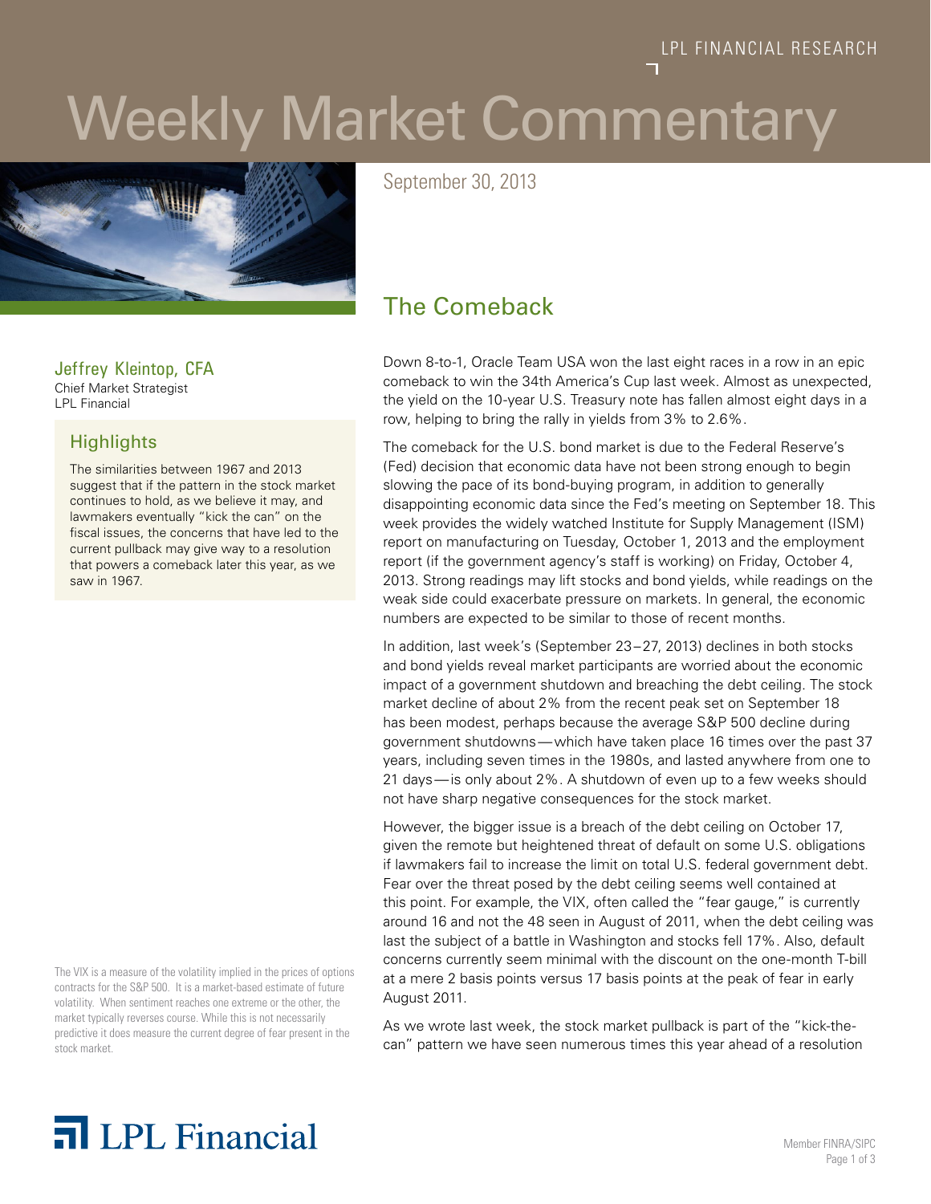LPL FINANCIAL RESEARCH

# Weekly Market Commentary

September 30, 2013

## The Comeback

**Jeffrey Kleintop, CFA**
Chief Market Strategist
LPL Financial

### Highlights

The similarities between 1967 and 2013 suggest that if the pattern in the stock market continues to hold, as we believe it may, and lawmakers eventually "kick the can" on the fiscal issues, the concerns that have led to the current pullback may give way to a resolution that powers a comeback later this year, as we saw in 1967.

Down 8-to-1, Oracle Team USA won the last eight races in a row in an epic comeback to win the 34th America's Cup last week. Almost as unexpected, the yield on the 10-year U.S. Treasury note has fallen almost eight days in a row, helping to bring the rally in yields from 3% to 2.6%.

The comeback for the U.S. bond market is due to the Federal Reserve's (Fed) decision that economic data have not been strong enough to begin slowing the pace of its bond-buying program, in addition to generally disappointing economic data since the Fed's meeting on September 18. This week provides the widely watched Institute for Supply Management (ISM) report on manufacturing on Tuesday, October 1, 2013 and the employment report (if the government agency's staff is working) on Friday, October 4, 2013. Strong readings may lift stocks and bond yields, while readings on the weak side could exacerbate pressure on markets. In general, the economic numbers are expected to be similar to those of recent months.

In addition, last week's (September 23–27, 2013) declines in both stocks and bond yields reveal market participants are worried about the economic impact of a government shutdown and breaching the debt ceiling. The stock market decline of about 2% from the recent peak set on September 18 has been modest, perhaps because the average S&P 500 decline during government shutdowns—which have taken place 16 times over the past 37 years, including seven times in the 1980s, and lasted anywhere from one to 21 days—is only about 2%. A shutdown of even up to a few weeks should not have sharp negative consequences for the stock market.

However, the bigger issue is a breach of the debt ceiling on October 17, given the remote but heightened threat of default on some U.S. obligations if lawmakers fail to increase the limit on total U.S. federal government debt. Fear over the threat posed by the debt ceiling seems well contained at this point. For example, the VIX, often called the "fear gauge," is currently around 16 and not the 48 seen in August of 2011, when the debt ceiling was last the subject of a battle in Washington and stocks fell 17%. Also, default concerns currently seem minimal with the discount on the one-month T-bill at a mere 2 basis points versus 17 basis points at the peak of fear in early August 2011.

As we wrote last week, the stock market pullback is part of the "kick-the-can" pattern we have seen numerous times this year ahead of a resolution

The VIX is a measure of the volatility implied in the prices of options contracts for the S&P 500. It is a market-based estimate of future volatility. When sentiment reaches one extreme or the other, the market typically reverses course. While this is not necessarily predictive it does measure the current degree of fear present in the stock market.

LPL Financial

Member FINRA/SIPC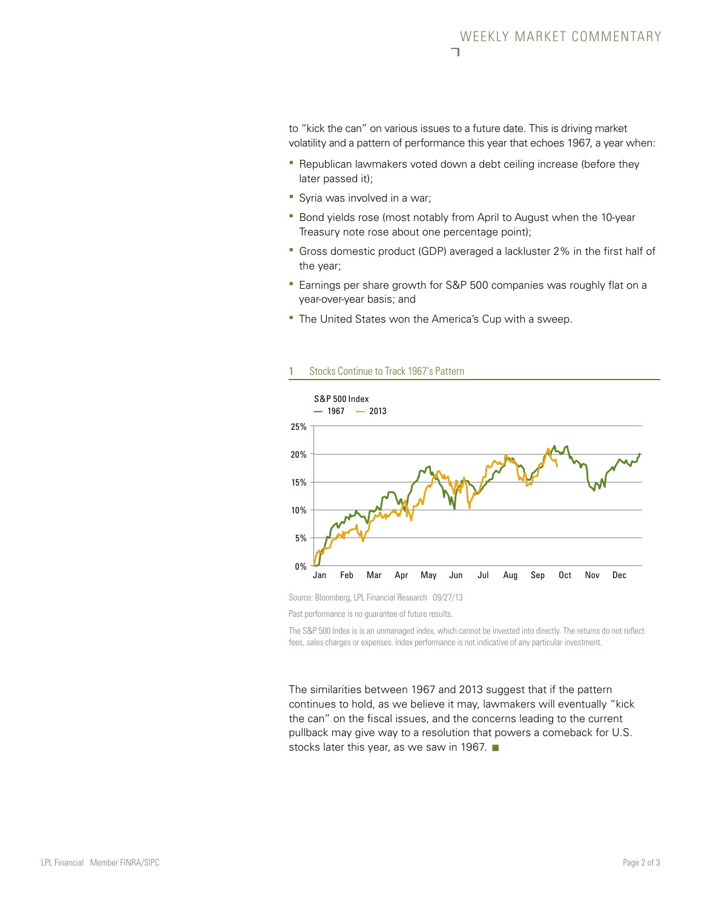to "kick the can" on various issues to a future date. This is driving market volatility and a pattern of performance this year that echoes 1967, a year when:

- Republican lawmakers voted down a debt ceiling increase (before they later passed it);
- Syria was involved in a war;
- Bond yields rose (most notably from April to August when the 10-year Treasury note rose about one percentage point);
- Gross domestic product (GDP) averaged a lackluster 2% in the first half of the year;
- Earnings per share growth for S&P 500 companies was roughly flat on a year-over-year basis; and
- The United States won the America's Cup with a sweep.

1 Stocks Continue to Track 1967's Pattern

S&P 500 Index
— 1967 — 2013

Source: Bloomberg, LPL Financial Research 09/27/13

Past performance is no guarantee of future results.

The S&P 500 Index is is an unmanaged index, which cannot be invested into directly. The returns do not reflect fees, sales charges or expenses. Index performance is not indicative of any particular investment.

The similarities between 1967 and 2013 suggest that if the pattern continues to hold, as we believe it may, lawmakers will eventually "kick the can" on the fiscal issues, and the concerns leading to the current pullback may give way to a resolution that powers a comeback for U.S. stocks later this year, as we saw in 1967. ■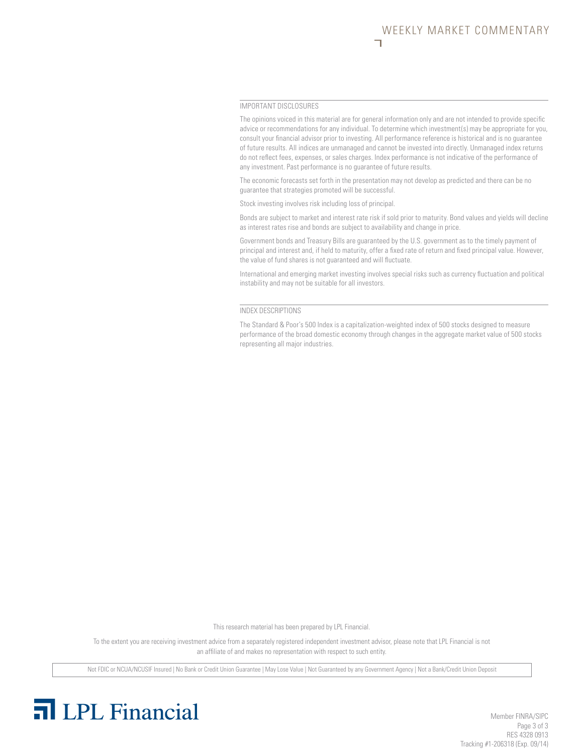## IMPORTANT DISCLOSURES

The opinions voiced in this material are for general information only and are not intended to provide specific advice or recommendations for any individual. To determine which investment(s) may be appropriate for you, consult your financial advisor prior to investing. All performance reference is historical and is no guarantee of future results. All indices are unmanaged and cannot be invested into directly. Unmanaged index returns do not reflect fees, expenses, or sales charges. Index performance is not indicative of the performance of any investment. Past performance is no guarantee of future results.

The economic forecasts set forth in the presentation may not develop as predicted and there can be no guarantee that strategies promoted will be successful.

Stock investing involves risk including loss of principal.

Bonds are subject to market and interest rate risk if sold prior to maturity. Bond values and yields will decline as interest rates rise and bonds are subject to availability and change in price.

Government bonds and Treasury Bills are guaranteed by the U.S. government as to the timely payment of principal and interest and, if held to maturity, offer a fixed rate of return and fixed principal value. However, the value of fund shares is not guaranteed and will fluctuate.

International and emerging market investing involves special risks such as currency fluctuation and political instability and may not be suitable for all investors.

## INDEX DESCRIPTIONS

The Standard & Poor's 500 Index is a capitalization-weighted index of 500 stocks designed to measure performance of the broad domestic economy through changes in the aggregate market value of 500 stocks representing all major industries.

This research material has been prepared by LPL Financial.

To the extent you are receiving investment advice from a separately registered independent investment advisor, please note that LPL Financial is not an affiliate of and makes no representation with respect to such entity.

Not FDIC or NCUA/NCUSIF Insured | No Bank or Credit Union Guarantee | May Lose Value | Not Guaranteed by any Government Agency | Not a Bank/Credit Union Deposit

LPL Financial

Member FINRA/SIPC

RES 4328 0913

Tracking #1-206318 (Exp. 09/14)